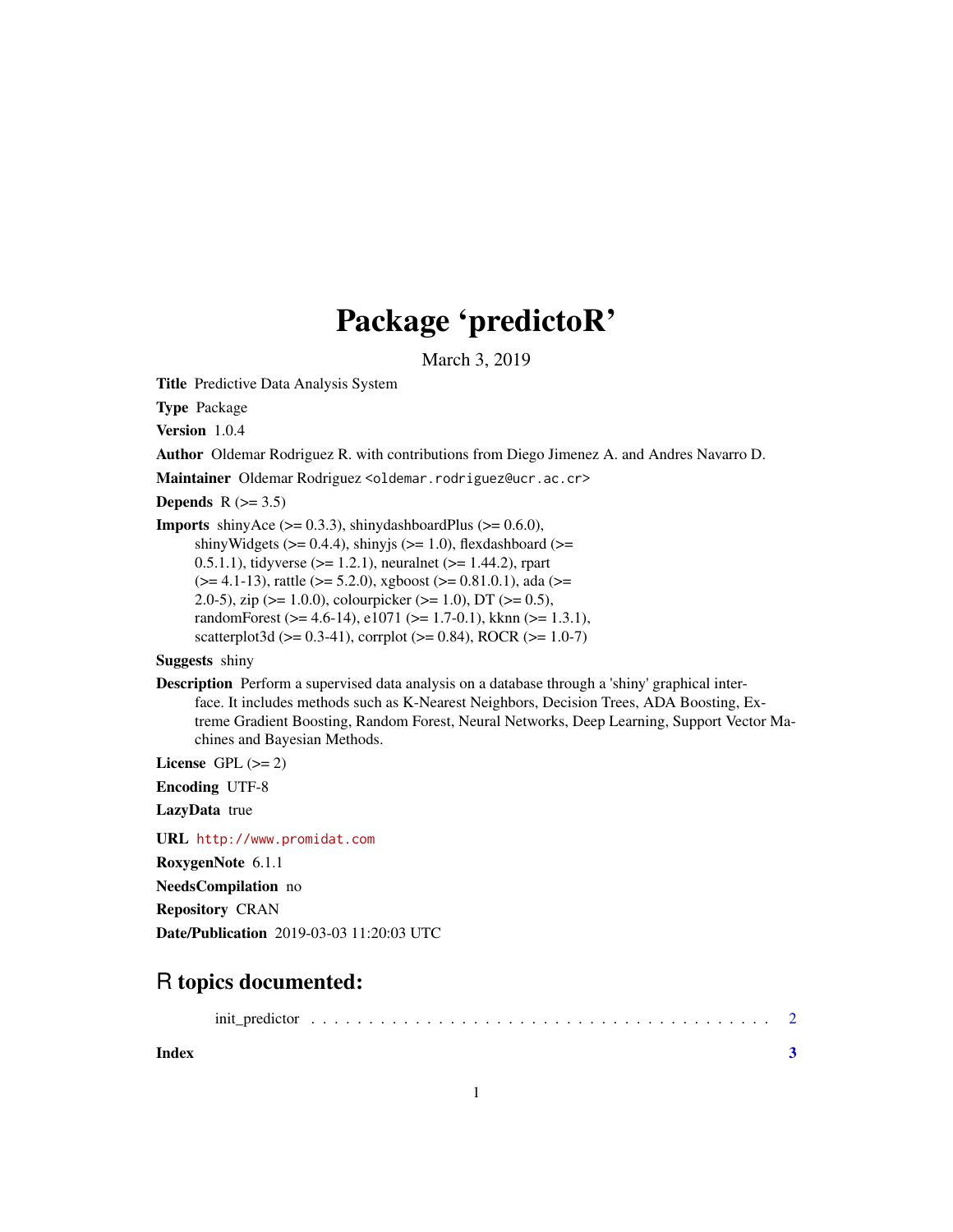# Package 'predictoR'

March 3, 2019

**Title** Predictive Data Analysis System

**Type** Package

**Version** 1.0.4

**Author** Oldemar Rodriguez R. with contributions from Diego Jimenez A. and Andres Navarro D.

**Maintainer** Oldemar Rodriguez <oldemar.rodriguez@ucr.ac.cr>

**Depends** R (>= 3.5)

**Imports** shinyAce (>= 0.3.3), shinydashboardPlus (>= 0.6.0), shinyWidgets (>= 0.4.4), shinyjs (>= 1.0), flexdashboard (>= 0.5.1.1), tidyverse (>= 1.2.1), neuralnet (>= 1.44.2), rpart (>= 4.1-13), rattle (>= 5.2.0), xgboost (>= 0.81.0.1), ada (>= 2.0-5), zip (>= 1.0.0), colourpicker (>= 1.0), DT (>= 0.5), randomForest (>= 4.6-14), e1071 (>= 1.7-0.1), kknn (>= 1.3.1), scatterplot3d (>= 0.3-41), corrplot (>= 0.84), ROCR (>= 1.0-7)

**Suggests** shiny

**Description** Perform a supervised data analysis on a database through a 'shiny' graphical interface. It includes methods such as K-Nearest Neighbors, Decision Trees, ADA Boosting, Extreme Gradient Boosting, Random Forest, Neural Networks, Deep Learning, Support Vector Machines and Bayesian Methods.

**License** GPL (>= 2)

**Encoding** UTF-8

**LazyData** true

**URL** http://www.promidat.com

**RoxygenNote** 6.1.1

**NeedsCompilation** no

**Repository** CRAN

**Date/Publication** 2019-03-03 11:20:03 UTC

## R topics documented:

init_predictor . . . . . . . . . . . . . . . . . . . . . . . . . . . . . . . . . . . . . . . . 2

**Index** **3**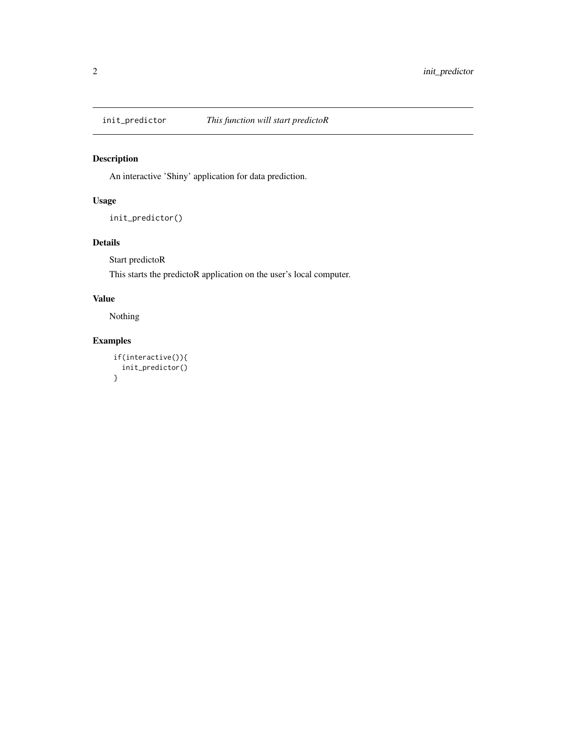`init_predictor` *This function will start predictoR*

## Description

An interactive 'Shiny' application for data prediction.

## Usage

```
init_predictor()
```

## Details

Start predictoR

This starts the predictoR application on the user's local computer.

## Value

Nothing

## Examples

```
if(interactive()){
  init_predictor()
}
```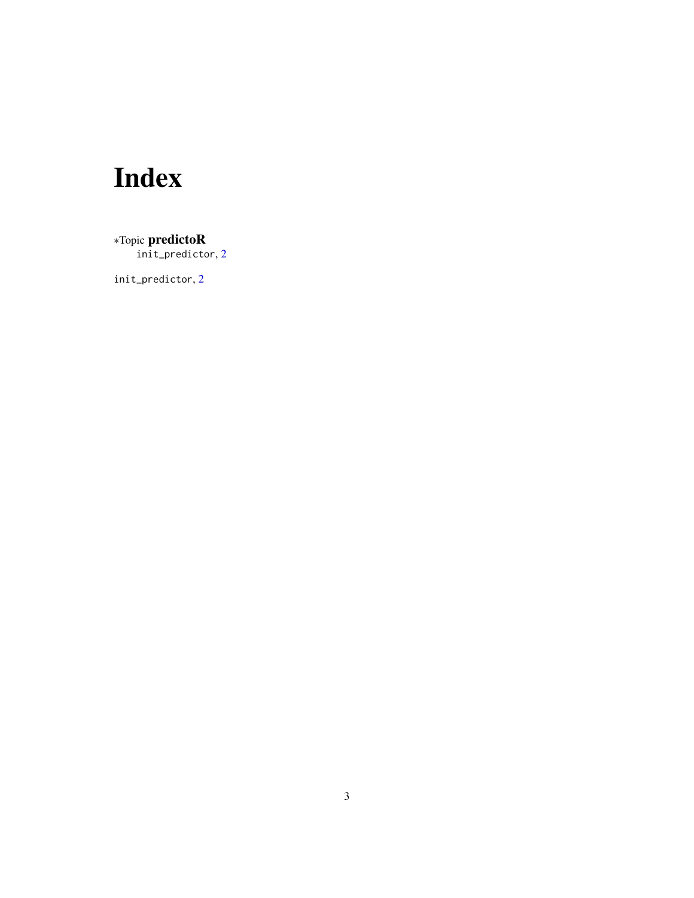# Index

*Topic **predictoR**
    init_predictor, 2

init_predictor, 2